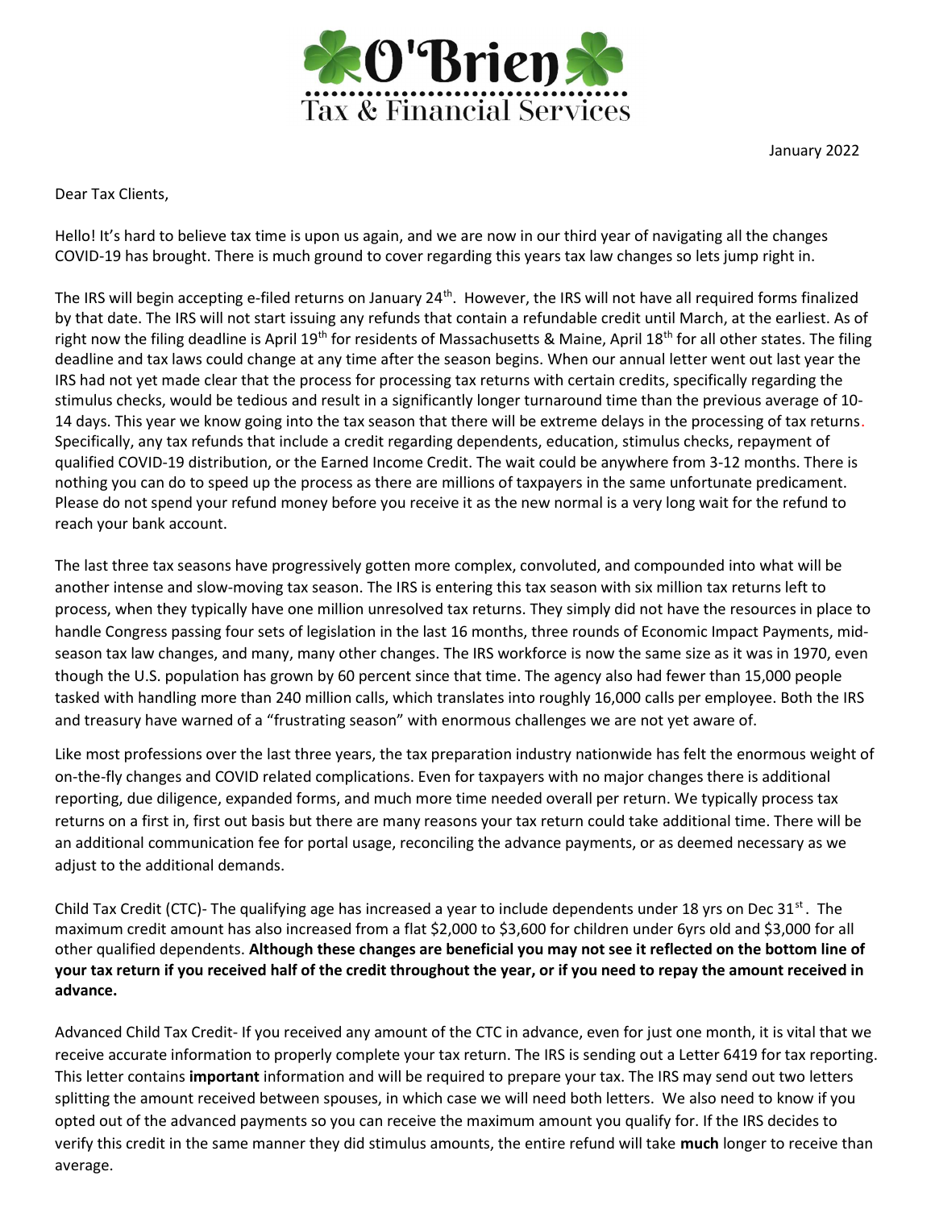# O'Brien Tax & Financial Services

January 2022

Dear Tax Clients,

Hello! It's hard to believe tax time is upon us again, and we are now in our third year of navigating all the changes COVID-19 has brought. There is much ground to cover regarding this years tax law changes so lets jump right in.

The IRS will begin accepting e-filed returns on January 24th. However, the IRS will not have all required forms finalized by that date. The IRS will not start issuing any refunds that contain a refundable credit until March, at the earliest. As of right now the filing deadline is April 19th for residents of Massachusetts & Maine, April 18th for all other states. The filing deadline and tax laws could change at any time after the season begins. When our annual letter went out last year the IRS had not yet made clear that the process for processing tax returns with certain credits, specifically regarding the stimulus checks, would be tedious and result in a significantly longer turnaround time than the previous average of 10-14 days. This year we know going into the tax season that there will be extreme delays in the processing of tax returns. Specifically, any tax refunds that include a credit regarding dependents, education, stimulus checks, repayment of qualified COVID-19 distribution, or the Earned Income Credit. The wait could be anywhere from 3-12 months. There is nothing you can do to speed up the process as there are millions of taxpayers in the same unfortunate predicament. Please do not spend your refund money before you receive it as the new normal is a very long wait for the refund to reach your bank account.

The last three tax seasons have progressively gotten more complex, convoluted, and compounded into what will be another intense and slow-moving tax season. The IRS is entering this tax season with six million tax returns left to process, when they typically have one million unresolved tax returns. They simply did not have the resources in place to handle Congress passing four sets of legislation in the last 16 months, three rounds of Economic Impact Payments, mid-season tax law changes, and many, many other changes. The IRS workforce is now the same size as it was in 1970, even though the U.S. population has grown by 60 percent since that time. The agency also had fewer than 15,000 people tasked with handling more than 240 million calls, which translates into roughly 16,000 calls per employee. Both the IRS and treasury have warned of a "frustrating season" with enormous challenges we are not yet aware of.

Like most professions over the last three years, the tax preparation industry nationwide has felt the enormous weight of on-the-fly changes and COVID related complications. Even for taxpayers with no major changes there is additional reporting, due diligence, expanded forms, and much more time needed overall per return. We typically process tax returns on a first in, first out basis but there are many reasons your tax return could take additional time. There will be an additional communication fee for portal usage, reconciling the advance payments, or as deemed necessary as we adjust to the additional demands.

Child Tax Credit (CTC)- The qualifying age has increased a year to include dependents under 18 yrs on Dec 31st. The maximum credit amount has also increased from a flat $2,000 to $3,600 for children under 6yrs old and $3,000 for all other qualified dependents. **Although these changes are beneficial you may not see it reflected on the bottom line of your tax return if you received half of the credit throughout the year, or if you need to repay the amount received in advance.**

Advanced Child Tax Credit- If you received any amount of the CTC in advance, even for just one month, it is vital that we receive accurate information to properly complete your tax return. The IRS is sending out a Letter 6419 for tax reporting. This letter contains **important** information and will be required to prepare your tax. The IRS may send out two letters splitting the amount received between spouses, in which case we will need both letters. We also need to know if you opted out of the advanced payments so you can receive the maximum amount you qualify for. If the IRS decides to verify this credit in the same manner they did stimulus amounts, the entire refund will take **much** longer to receive than average.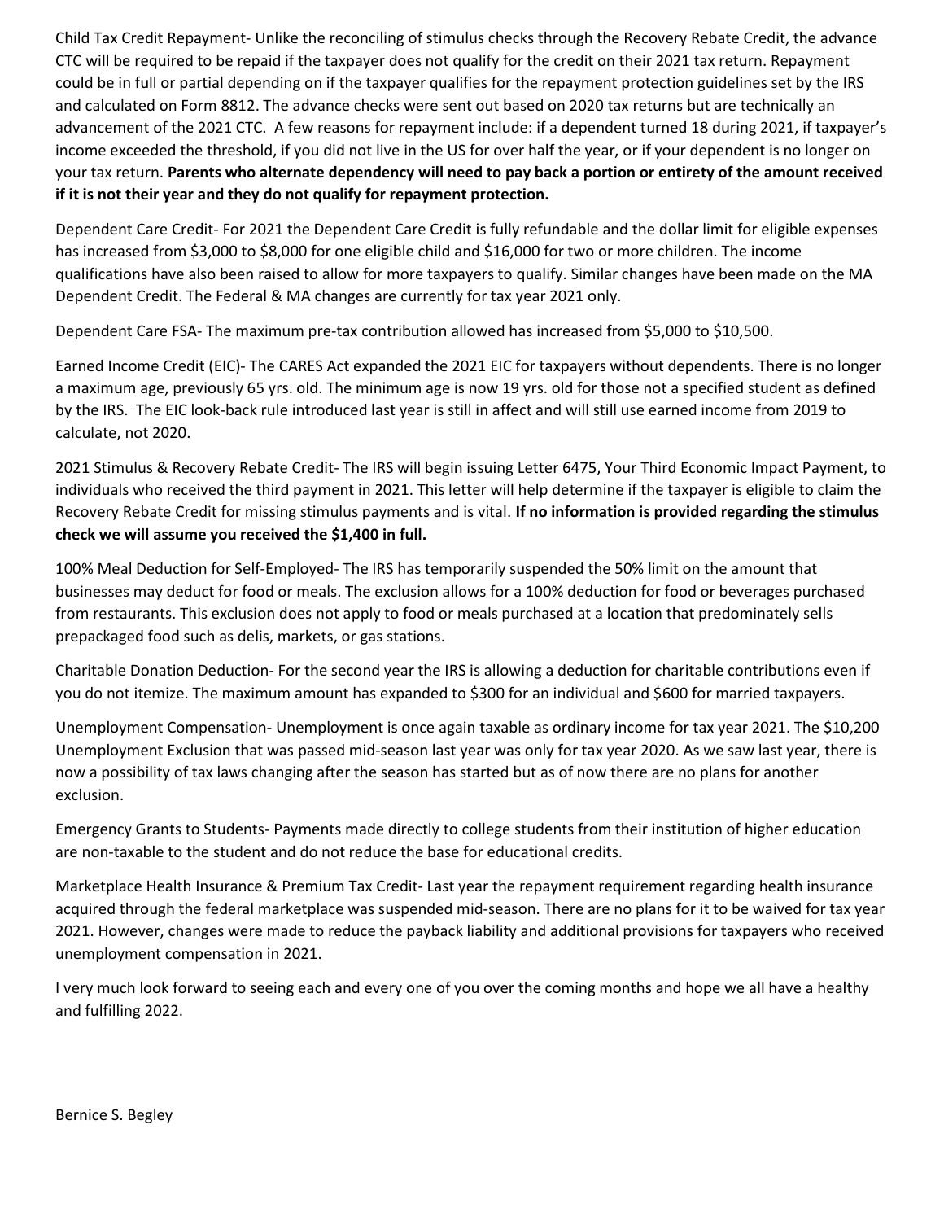Child Tax Credit Repayment- Unlike the reconciling of stimulus checks through the Recovery Rebate Credit, the advance CTC will be required to be repaid if the taxpayer does not qualify for the credit on their 2021 tax return. Repayment could be in full or partial depending on if the taxpayer qualifies for the repayment protection guidelines set by the IRS and calculated on Form 8812. The advance checks were sent out based on 2020 tax returns but are technically an advancement of the 2021 CTC. A few reasons for repayment include: if a dependent turned 18 during 2021, if taxpayer's income exceeded the threshold, if you did not live in the US for over half the year, or if your dependent is no longer on your tax return. **Parents who alternate dependency will need to pay back a portion or entirety of the amount received if it is not their year and they do not qualify for repayment protection.**

Dependent Care Credit- For 2021 the Dependent Care Credit is fully refundable and the dollar limit for eligible expenses has increased from $3,000 to $8,000 for one eligible child and $16,000 for two or more children. The income qualifications have also been raised to allow for more taxpayers to qualify. Similar changes have been made on the MA Dependent Credit. The Federal & MA changes are currently for tax year 2021 only.

Dependent Care FSA- The maximum pre-tax contribution allowed has increased from $5,000 to $10,500.

Earned Income Credit (EIC)- The CARES Act expanded the 2021 EIC for taxpayers without dependents. There is no longer a maximum age, previously 65 yrs. old. The minimum age is now 19 yrs. old for those not a specified student as defined by the IRS. The EIC look-back rule introduced last year is still in affect and will still use earned income from 2019 to calculate, not 2020.

2021 Stimulus & Recovery Rebate Credit- The IRS will begin issuing Letter 6475, Your Third Economic Impact Payment, to individuals who received the third payment in 2021. This letter will help determine if the taxpayer is eligible to claim the Recovery Rebate Credit for missing stimulus payments and is vital. **If no information is provided regarding the stimulus check we will assume you received the $1,400 in full.**

100% Meal Deduction for Self-Employed- The IRS has temporarily suspended the 50% limit on the amount that businesses may deduct for food or meals. The exclusion allows for a 100% deduction for food or beverages purchased from restaurants. This exclusion does not apply to food or meals purchased at a location that predominately sells prepackaged food such as delis, markets, or gas stations.

Charitable Donation Deduction- For the second year the IRS is allowing a deduction for charitable contributions even if you do not itemize. The maximum amount has expanded to $300 for an individual and $600 for married taxpayers.

Unemployment Compensation- Unemployment is once again taxable as ordinary income for tax year 2021. The $10,200 Unemployment Exclusion that was passed mid-season last year was only for tax year 2020. As we saw last year, there is now a possibility of tax laws changing after the season has started but as of now there are no plans for another exclusion.

Emergency Grants to Students- Payments made directly to college students from their institution of higher education are non-taxable to the student and do not reduce the base for educational credits.

Marketplace Health Insurance & Premium Tax Credit- Last year the repayment requirement regarding health insurance acquired through the federal marketplace was suspended mid-season. There are no plans for it to be waived for tax year 2021. However, changes were made to reduce the payback liability and additional provisions for taxpayers who received unemployment compensation in 2021.

I very much look forward to seeing each and every one of you over the coming months and hope we all have a healthy and fulfilling 2022.

Bernice S. Begley